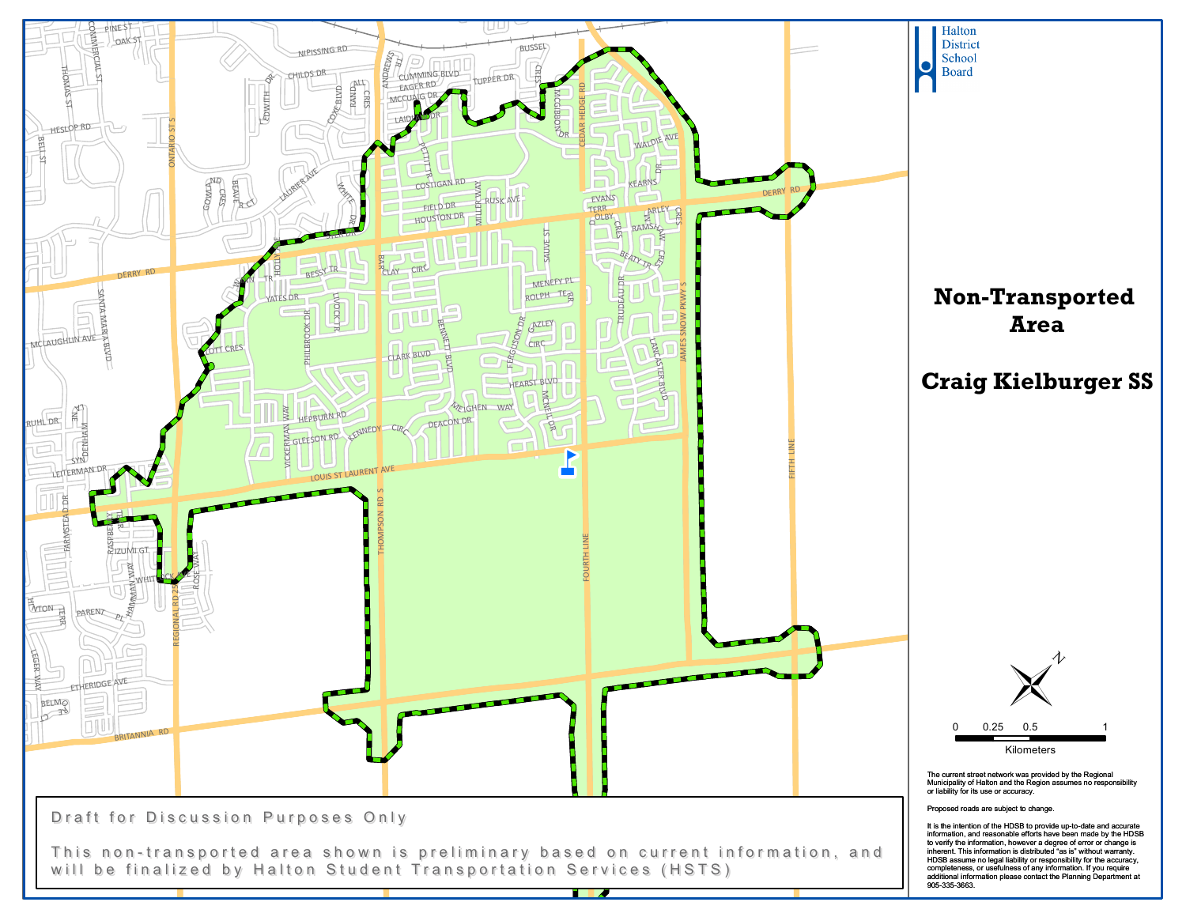Halton District School Board

# Non-Transported Area

# Craig Kielburger SS

Draft for Discussion Purposes Only

This non-transported area shown is preliminary based on current information, and will be finalized by Halton Student Transportation Services (HSTS)

0 0.25 0.5 1

Kilometers

The current street network was provided by the Regional Municipality of Halton and the Region assumes no responsibility or liability for its use or accuracy.

Proposed roads are subject to change.

It is the intention of the HDSB to provide up-to-date and accurate information, and reasonable efforts have been made by the HDSB to verify the information, however a degree of error or change is inherent. This information is distributed "as is" without warranty. HDSB assume no legal liability or responsibility for the accuracy, completeness, or usefulness of any information. If you require additional information please contact the Planning Department at 905-335-3663.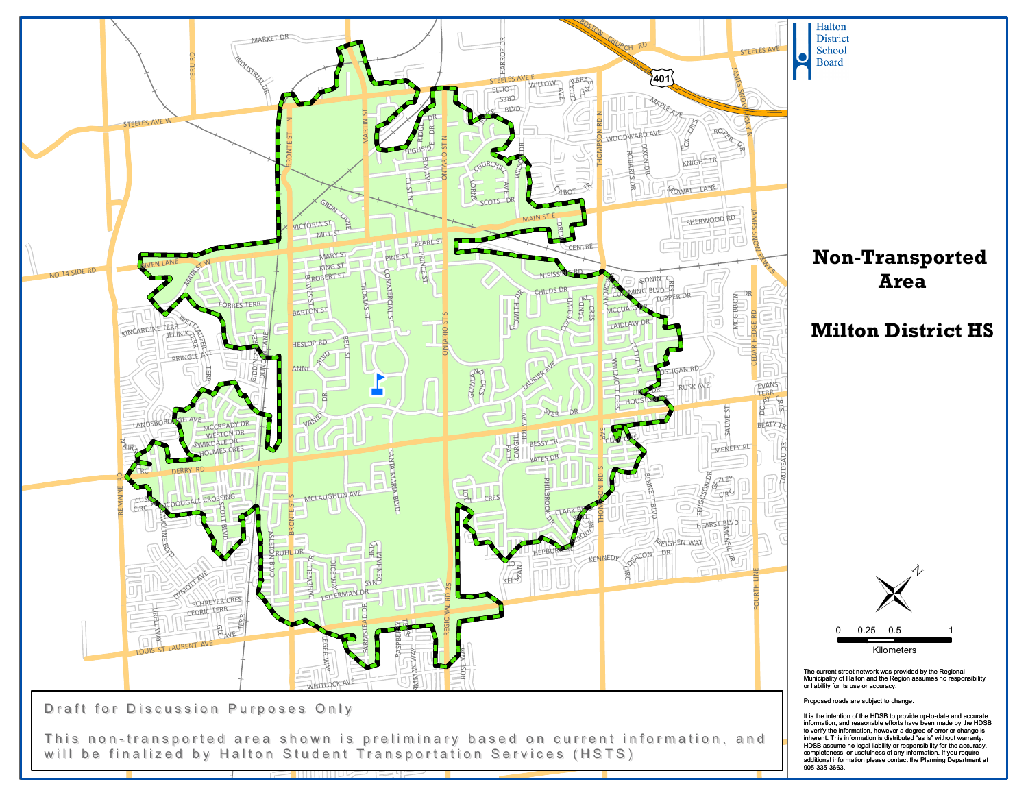# Non-Transported Area

# Milton District HS

Halton District School Board

Draft for Discussion Purposes Only

This non-transported area shown is preliminary based on current information, and will be finalized by Halton Student Transportation Services (HSTS)

0 0.25 0.5 1

Kilometers

The current street network was provided by the Regional Municipality of Halton and the Region assumes no responsibility or liability for its use or accuracy.

Proposed roads are subject to change.

It is the intention of the HDSB to provide up-to-date and accurate information, and reasonable efforts have been made by the HDSB to verify the information, however a degree of error or change is inherent. This information is distributed "as is" without warranty. HDSB assume no legal liability or responsibility for the accuracy, completeness, or usefulness of any information. If you require additional information please contact the Planning Department at 905-335-3663.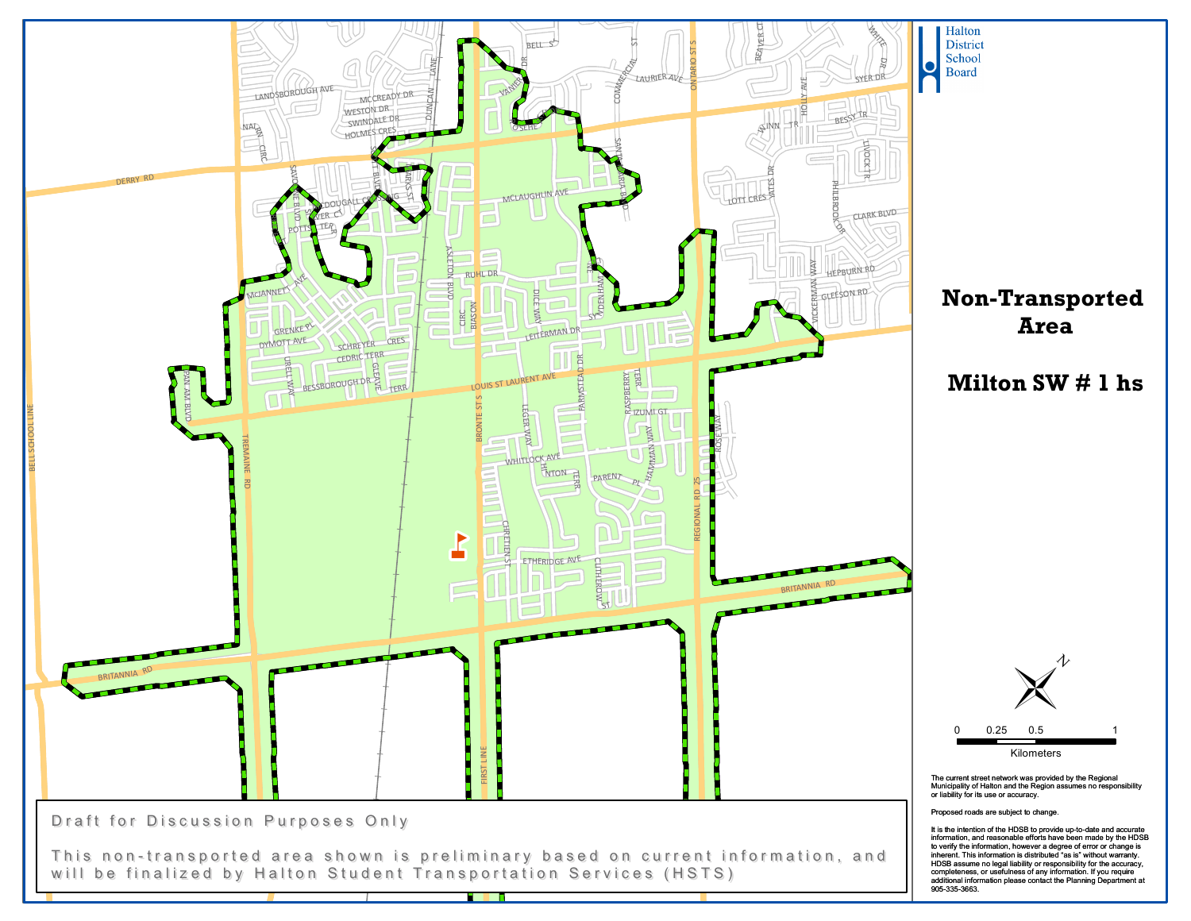Halton District School Board

# Non-Transported Area

# Milton SW # 1 hs

0 0.25 0.5 1

Kilometers

The current street network was provided by the Regional Municipality of Halton and the Region assumes no responsibility or liability for its use or accuracy.

Proposed roads are subject to change.

It is the intention of the HDSB to provide up-to-date and accurate information, and reasonable efforts have been made by the HDSB to verify the information, however a degree of error or change is inherent. This information is distributed "as is" without warranty. HDSB assume no legal liability or responsibility for the accuracy, completeness, or usefulness of any information. If you require additional information please contact the Planning Department at 905-335-3663.

Draft for Discussion Purposes Only

This non-transported area shown is preliminary based on current information, and will be finalized by Halton Student Transportation Services (HSTS)